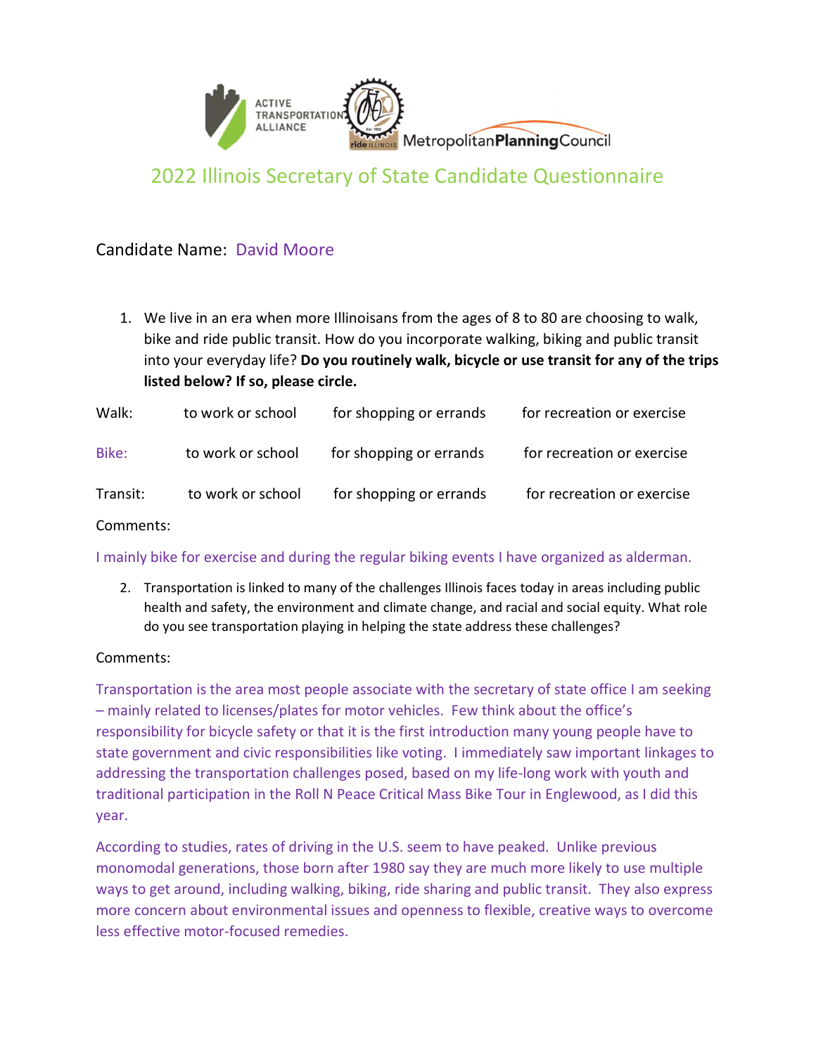# 2022 Illinois Secretary of State Candidate Questionnaire

Candidate Name: David Moore

1. We live in an era when more Illinoisans from the ages of 8 to 80 are choosing to walk, bike and ride public transit. How do you incorporate walking, biking and public transit into your everyday life? **Do you routinely walk, bicycle or use transit for any of the trips listed below? If so, please circle.**

| | | | |
|---|---|---|---|
| Walk: | to work or school | for shopping or errands | for recreation or exercise |
| Bike: | to work or school | for shopping or errands | for recreation or exercise |
| Transit: | to work or school | for shopping or errands | for recreation or exercise |

Comments:

I mainly bike for exercise and during the regular biking events I have organized as alderman.

2. Transportation is linked to many of the challenges Illinois faces today in areas including public health and safety, the environment and climate change, and racial and social equity. What role do you see transportation playing in helping the state address these challenges?

Comments:

Transportation is the area most people associate with the secretary of state office I am seeking – mainly related to licenses/plates for motor vehicles. Few think about the office's responsibility for bicycle safety or that it is the first introduction many young people have to state government and civic responsibilities like voting. I immediately saw important linkages to addressing the transportation challenges posed, based on my life-long work with youth and traditional participation in the Roll N Peace Critical Mass Bike Tour in Englewood, as I did this year.

According to studies, rates of driving in the U.S. seem to have peaked. Unlike previous monomodal generations, those born after 1980 say they are much more likely to use multiple ways to get around, including walking, biking, ride sharing and public transit. They also express more concern about environmental issues and openness to flexible, creative ways to overcome less effective motor-focused remedies.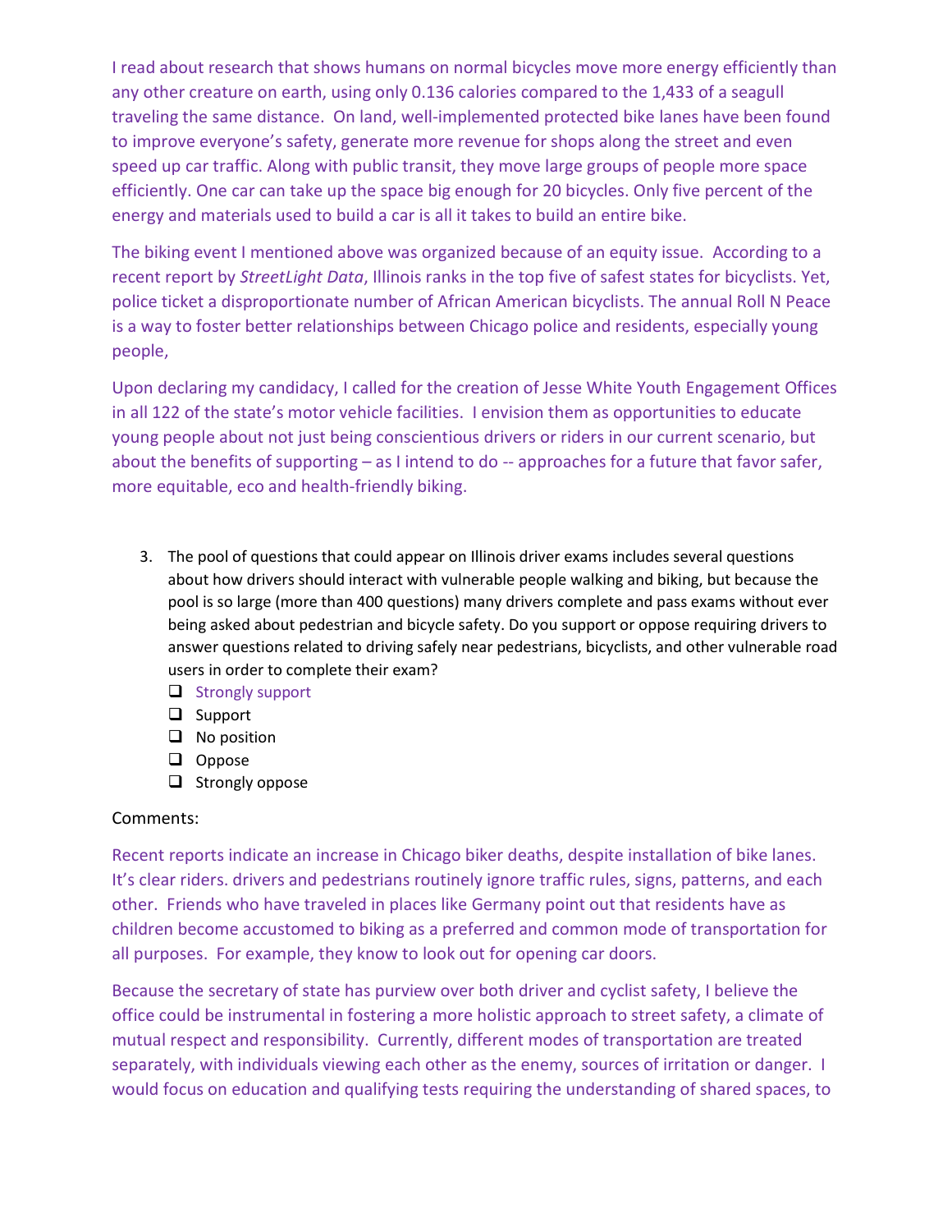I read about research that shows humans on normal bicycles move more energy efficiently than any other creature on earth, using only 0.136 calories compared to the 1,433 of a seagull traveling the same distance. On land, well-implemented protected bike lanes have been found to improve everyone's safety, generate more revenue for shops along the street and even speed up car traffic. Along with public transit, they move large groups of people more space efficiently. One car can take up the space big enough for 20 bicycles. Only five percent of the energy and materials used to build a car is all it takes to build an entire bike.

The biking event I mentioned above was organized because of an equity issue. According to a recent report by *StreetLight Data*, Illinois ranks in the top five of safest states for bicyclists. Yet, police ticket a disproportionate number of African American bicyclists. The annual Roll N Peace is a way to foster better relationships between Chicago police and residents, especially young people,

Upon declaring my candidacy, I called for the creation of Jesse White Youth Engagement Offices in all 122 of the state's motor vehicle facilities. I envision them as opportunities to educate young people about not just being conscientious drivers or riders in our current scenario, but about the benefits of supporting – as I intend to do -- approaches for a future that favor safer, more equitable, eco and health-friendly biking.

3. The pool of questions that could appear on Illinois driver exams includes several questions about how drivers should interact with vulnerable people walking and biking, but because the pool is so large (more than 400 questions) many drivers complete and pass exams without ever being asked about pedestrian and bicycle safety. Do you support or oppose requiring drivers to answer questions related to driving safely near pedestrians, bicyclists, and other vulnerable road users in order to complete their exam?
   - ❑ Strongly support
   - ❑ Support
   - ❑ No position
   - ❑ Oppose
   - ❑ Strongly oppose

Comments:

Recent reports indicate an increase in Chicago biker deaths, despite installation of bike lanes. It's clear riders. drivers and pedestrians routinely ignore traffic rules, signs, patterns, and each other. Friends who have traveled in places like Germany point out that residents have as children become accustomed to biking as a preferred and common mode of transportation for all purposes. For example, they know to look out for opening car doors.

Because the secretary of state has purview over both driver and cyclist safety, I believe the office could be instrumental in fostering a more holistic approach to street safety, a climate of mutual respect and responsibility. Currently, different modes of transportation are treated separately, with individuals viewing each other as the enemy, sources of irritation or danger. I would focus on education and qualifying tests requiring the understanding of shared spaces, to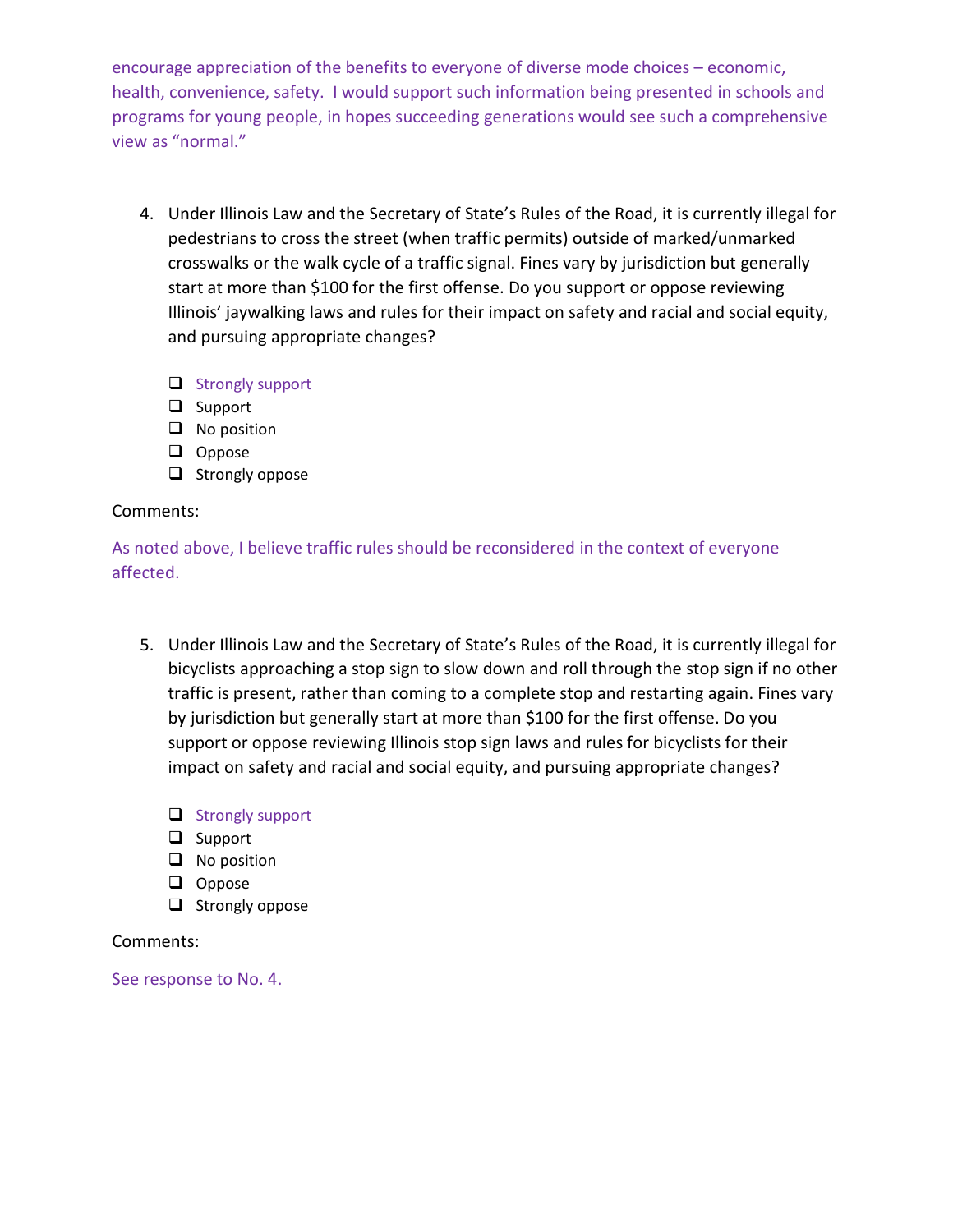encourage appreciation of the benefits to everyone of diverse mode choices – economic, health, convenience, safety. I would support such information being presented in schools and programs for young people, in hopes succeeding generations would see such a comprehensive view as "normal."

4. Under Illinois Law and the Secretary of State's Rules of the Road, it is currently illegal for pedestrians to cross the street (when traffic permits) outside of marked/unmarked crosswalks or the walk cycle of a traffic signal. Fines vary by jurisdiction but generally start at more than $100 for the first offense. Do you support or oppose reviewing Illinois' jaywalking laws and rules for their impact on safety and racial and social equity, and pursuing appropriate changes?

- ❑ Strongly support
- ❑ Support
- ❑ No position
- ❑ Oppose
- ❑ Strongly oppose

Comments:

As noted above, I believe traffic rules should be reconsidered in the context of everyone affected.

5. Under Illinois Law and the Secretary of State's Rules of the Road, it is currently illegal for bicyclists approaching a stop sign to slow down and roll through the stop sign if no other traffic is present, rather than coming to a complete stop and restarting again. Fines vary by jurisdiction but generally start at more than $100 for the first offense. Do you support or oppose reviewing Illinois stop sign laws and rules for bicyclists for their impact on safety and racial and social equity, and pursuing appropriate changes?

- ❑ Strongly support
- ❑ Support
- ❑ No position
- ❑ Oppose
- ❑ Strongly oppose

Comments:

See response to No. 4.